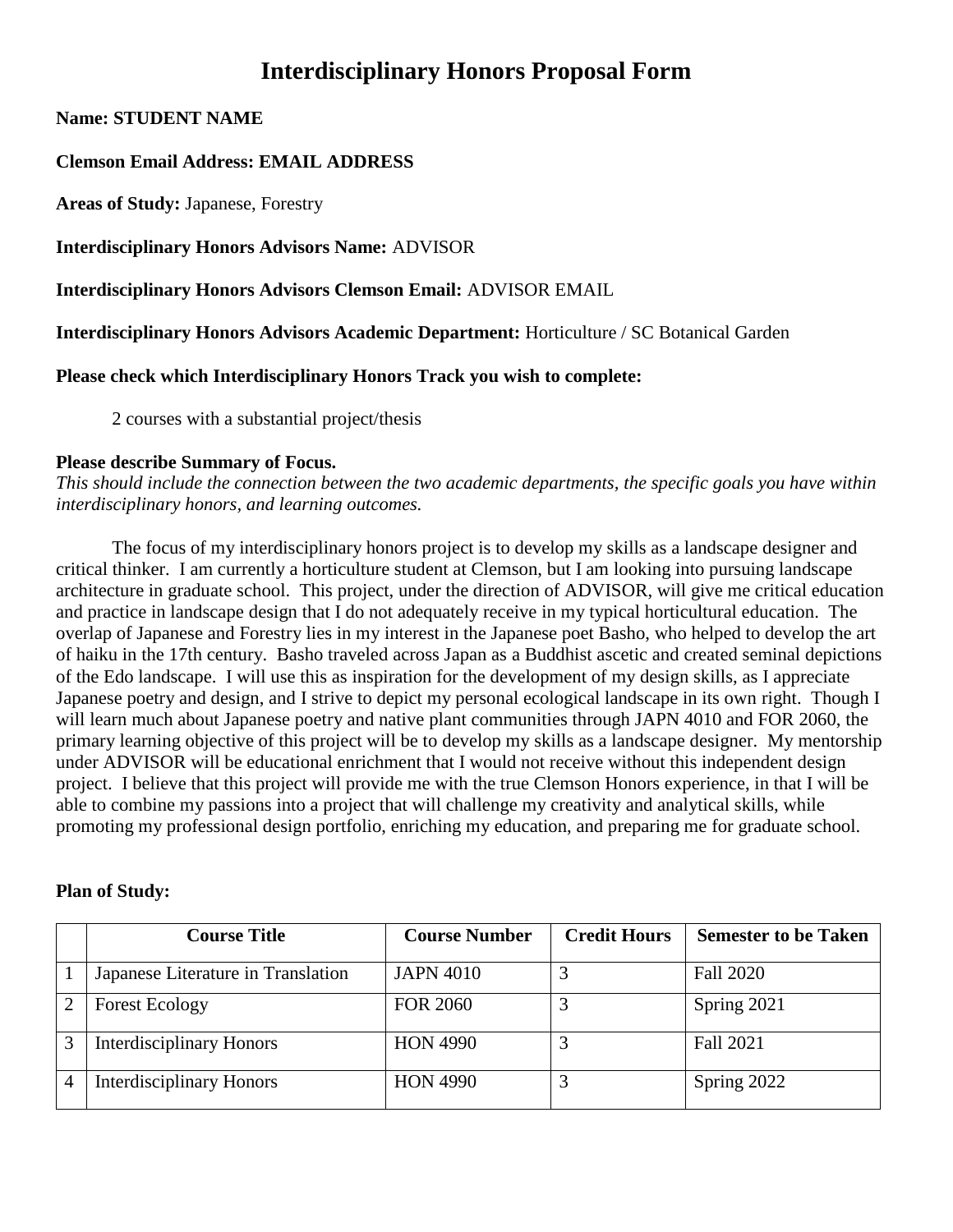# Interdisciplinary Honors Proposal Form

**Name: STUDENT NAME**

**Clemson Email Address: EMAIL ADDRESS**

**Areas of Study:** Japanese, Forestry

**Interdisciplinary Honors Advisors Name:** ADVISOR

**Interdisciplinary Honors Advisors Clemson Email:** ADVISOR EMAIL

**Interdisciplinary Honors Advisors Academic Department:** Horticulture / SC Botanical Garden

**Please check which Interdisciplinary Honors Track you wish to complete:**

2 courses with a substantial project/thesis

**Please describe Summary of Focus.**
*This should include the connection between the two academic departments, the specific goals you have within interdisciplinary honors, and learning outcomes.*

The focus of my interdisciplinary honors project is to develop my skills as a landscape designer and critical thinker. I am currently a horticulture student at Clemson, but I am looking into pursuing landscape architecture in graduate school. This project, under the direction of ADVISOR, will give me critical education and practice in landscape design that I do not adequately receive in my typical horticultural education. The overlap of Japanese and Forestry lies in my interest in the Japanese poet Basho, who helped to develop the art of haiku in the 17th century. Basho traveled across Japan as a Buddhist ascetic and created seminal depictions of the Edo landscape. I will use this as inspiration for the development of my design skills, as I appreciate Japanese poetry and design, and I strive to depict my personal ecological landscape in its own right. Though I will learn much about Japanese poetry and native plant communities through JAPN 4010 and FOR 2060, the primary learning objective of this project will be to develop my skills as a landscape designer. My mentorship under ADVISOR will be educational enrichment that I would not receive without this independent design project. I believe that this project will provide me with the true Clemson Honors experience, in that I will be able to combine my passions into a project that will challenge my creativity and analytical skills, while promoting my professional design portfolio, enriching my education, and preparing me for graduate school.

**Plan of Study:**

| | Course Title | Course Number | Credit Hours | Semester to be Taken |
|---|---|---|---|---|
| 1 | Japanese Literature in Translation | JAPN 4010 | 3 | Fall 2020 |
| 2 | Forest Ecology | FOR 2060 | 3 | Spring 2021 |
| 3 | Interdisciplinary Honors | HON 4990 | 3 | Fall 2021 |
| 4 | Interdisciplinary Honors | HON 4990 | 3 | Spring 2022 |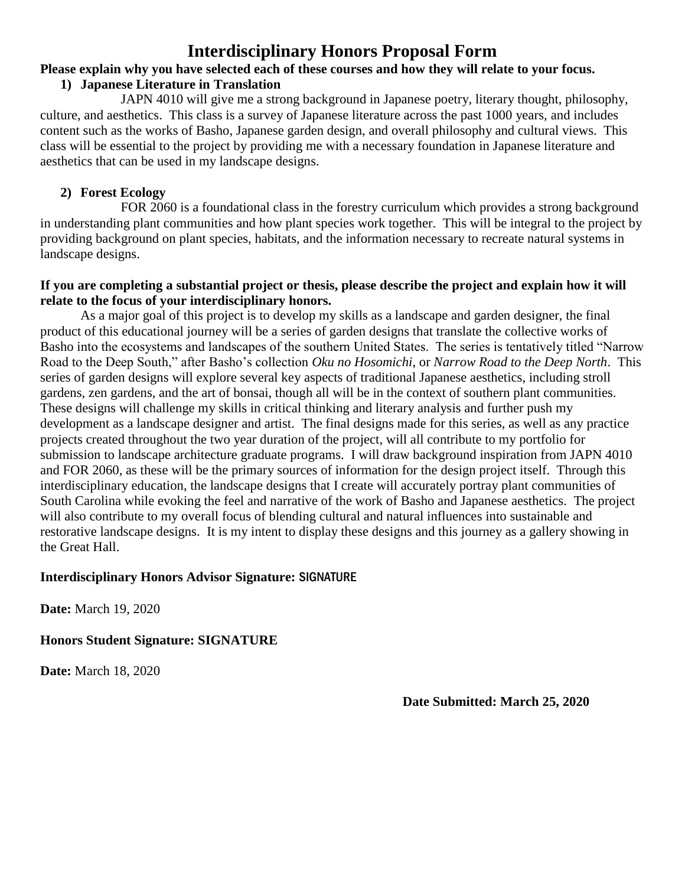# Interdisciplinary Honors Proposal Form

**Please explain why you have selected each of these courses and how they will relate to your focus.**

1) **Japanese Literature in Translation**

JAPN 4010 will give me a strong background in Japanese poetry, literary thought, philosophy, culture, and aesthetics. This class is a survey of Japanese literature across the past 1000 years, and includes content such as the works of Basho, Japanese garden design, and overall philosophy and cultural views. This class will be essential to the project by providing me with a necessary foundation in Japanese literature and aesthetics that can be used in my landscape designs.

2) **Forest Ecology**

FOR 2060 is a foundational class in the forestry curriculum which provides a strong background in understanding plant communities and how plant species work together. This will be integral to the project by providing background on plant species, habitats, and the information necessary to recreate natural systems in landscape designs.

**If you are completing a substantial project or thesis, please describe the project and explain how it will relate to the focus of your interdisciplinary honors.**

As a major goal of this project is to develop my skills as a landscape and garden designer, the final product of this educational journey will be a series of garden designs that translate the collective works of Basho into the ecosystems and landscapes of the southern United States. The series is tentatively titled "Narrow Road to the Deep South," after Basho's collection *Oku no Hosomichi*, or *Narrow Road to the Deep North*. This series of garden designs will explore several key aspects of traditional Japanese aesthetics, including stroll gardens, zen gardens, and the art of bonsai, though all will be in the context of southern plant communities. These designs will challenge my skills in critical thinking and literary analysis and further push my development as a landscape designer and artist. The final designs made for this series, as well as any practice projects created throughout the two year duration of the project, will all contribute to my portfolio for submission to landscape architecture graduate programs. I will draw background inspiration from JAPN 4010 and FOR 2060, as these will be the primary sources of information for the design project itself. Through this interdisciplinary education, the landscape designs that I create will accurately portray plant communities of South Carolina while evoking the feel and narrative of the work of Basho and Japanese aesthetics. The project will also contribute to my overall focus of blending cultural and natural influences into sustainable and restorative landscape designs. It is my intent to display these designs and this journey as a gallery showing in the Great Hall.

**Interdisciplinary Honors Advisor Signature:** SIGNATURE

**Date:** March 19, 2020

**Honors Student Signature: SIGNATURE**

**Date:** March 18, 2020

**Date Submitted: March 25, 2020**